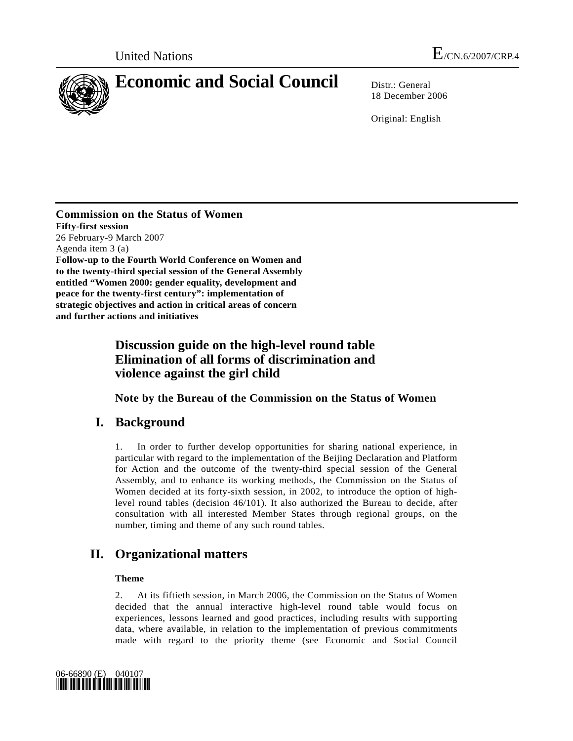United Nations

E/CN.6/2007/CRP.4

# Economic and Social Council

Distr.: General
18 December 2006

Original: English

**Commission on the Status of Women**
**Fifty-first session**
26 February-9 March 2007
Agenda item 3 (a)
**Follow-up to the Fourth World Conference on Women and to the twenty-third special session of the General Assembly entitled "Women 2000: gender equality, development and peace for the twenty-first century": implementation of strategic objectives and action in critical areas of concern and further actions and initiatives**

## Discussion guide on the high-level round table Elimination of all forms of discrimination and violence against the girl child

### Note by the Bureau of the Commission on the Status of Women

## I. Background

1. In order to further develop opportunities for sharing national experience, in particular with regard to the implementation of the Beijing Declaration and Platform for Action and the outcome of the twenty-third special session of the General Assembly, and to enhance its working methods, the Commission on the Status of Women decided at its forty-sixth session, in 2002, to introduce the option of high-level round tables (decision 46/101). It also authorized the Bureau to decide, after consultation with all interested Member States through regional groups, on the number, timing and theme of any such round tables.

## II. Organizational matters

### Theme

2. At its fiftieth session, in March 2006, the Commission on the Status of Women decided that the annual interactive high-level round table would focus on experiences, lessons learned and good practices, including results with supporting data, where available, in relation to the implementation of previous commitments made with regard to the priority theme (see Economic and Social Council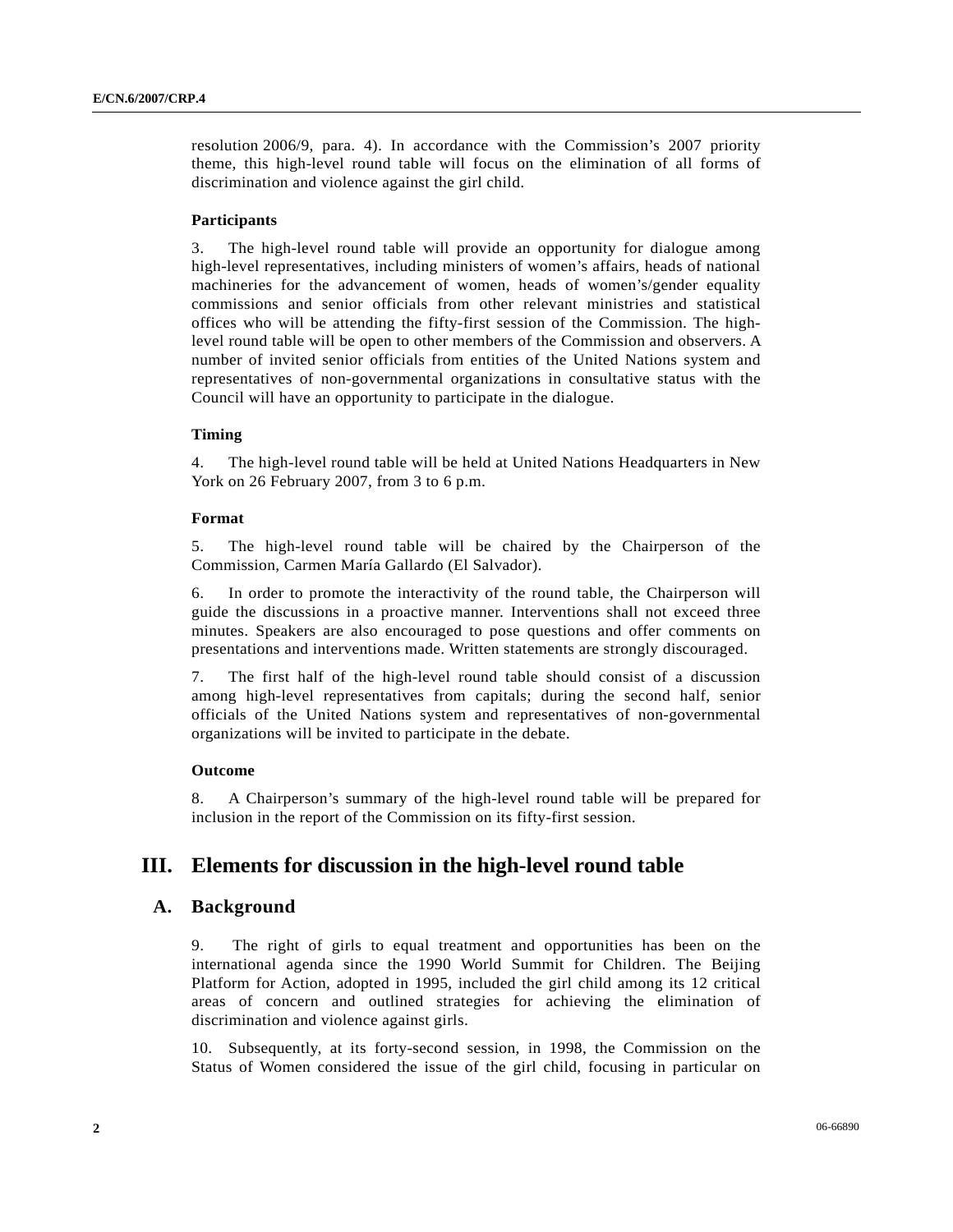resolution 2006/9, para. 4). In accordance with the Commission's 2007 priority theme, this high-level round table will focus on the elimination of all forms of discrimination and violence against the girl child.

**Participants**

3. The high-level round table will provide an opportunity for dialogue among high-level representatives, including ministers of women's affairs, heads of national machineries for the advancement of women, heads of women's/gender equality commissions and senior officials from other relevant ministries and statistical offices who will be attending the fifty-first session of the Commission. The high-level round table will be open to other members of the Commission and observers. A number of invited senior officials from entities of the United Nations system and representatives of non-governmental organizations in consultative status with the Council will have an opportunity to participate in the dialogue.

**Timing**

4. The high-level round table will be held at United Nations Headquarters in New York on 26 February 2007, from 3 to 6 p.m.

**Format**

5. The high-level round table will be chaired by the Chairperson of the Commission, Carmen María Gallardo (El Salvador).

6. In order to promote the interactivity of the round table, the Chairperson will guide the discussions in a proactive manner. Interventions shall not exceed three minutes. Speakers are also encouraged to pose questions and offer comments on presentations and interventions made. Written statements are strongly discouraged.

7. The first half of the high-level round table should consist of a discussion among high-level representatives from capitals; during the second half, senior officials of the United Nations system and representatives of non-governmental organizations will be invited to participate in the debate.

**Outcome**

8. A Chairperson's summary of the high-level round table will be prepared for inclusion in the report of the Commission on its fifty-first session.

## III. Elements for discussion in the high-level round table

### A. Background

9. The right of girls to equal treatment and opportunities has been on the international agenda since the 1990 World Summit for Children. The Beijing Platform for Action, adopted in 1995, included the girl child among its 12 critical areas of concern and outlined strategies for achieving the elimination of discrimination and violence against girls.

10. Subsequently, at its forty-second session, in 1998, the Commission on the Status of Women considered the issue of the girl child, focusing in particular on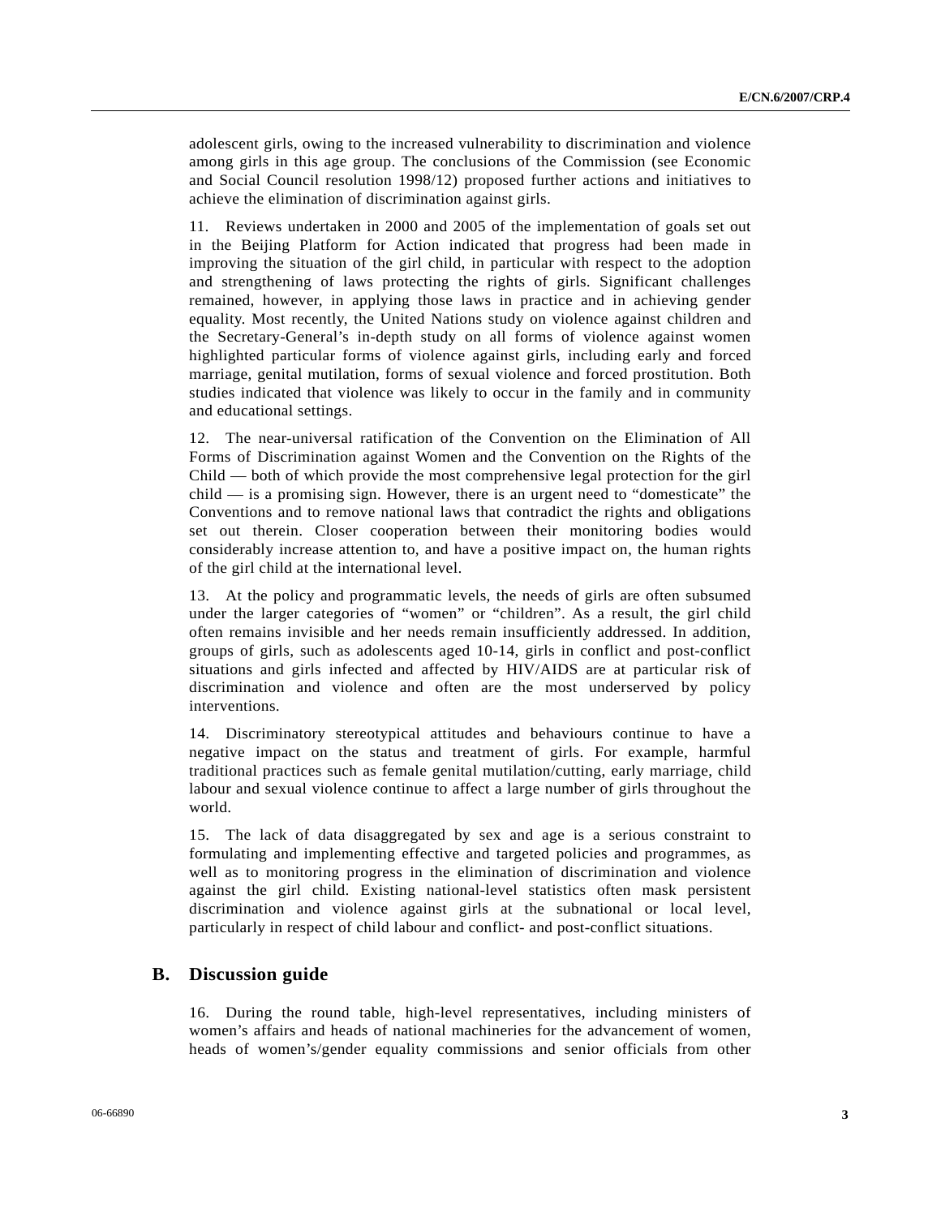adolescent girls, owing to the increased vulnerability to discrimination and violence among girls in this age group. The conclusions of the Commission (see Economic and Social Council resolution 1998/12) proposed further actions and initiatives to achieve the elimination of discrimination against girls.

11. Reviews undertaken in 2000 and 2005 of the implementation of goals set out in the Beijing Platform for Action indicated that progress had been made in improving the situation of the girl child, in particular with respect to the adoption and strengthening of laws protecting the rights of girls. Significant challenges remained, however, in applying those laws in practice and in achieving gender equality. Most recently, the United Nations study on violence against children and the Secretary-General's in-depth study on all forms of violence against women highlighted particular forms of violence against girls, including early and forced marriage, genital mutilation, forms of sexual violence and forced prostitution. Both studies indicated that violence was likely to occur in the family and in community and educational settings.

12. The near-universal ratification of the Convention on the Elimination of All Forms of Discrimination against Women and the Convention on the Rights of the Child — both of which provide the most comprehensive legal protection for the girl child — is a promising sign. However, there is an urgent need to "domesticate" the Conventions and to remove national laws that contradict the rights and obligations set out therein. Closer cooperation between their monitoring bodies would considerably increase attention to, and have a positive impact on, the human rights of the girl child at the international level.

13. At the policy and programmatic levels, the needs of girls are often subsumed under the larger categories of "women" or "children". As a result, the girl child often remains invisible and her needs remain insufficiently addressed. In addition, groups of girls, such as adolescents aged 10-14, girls in conflict and post-conflict situations and girls infected and affected by HIV/AIDS are at particular risk of discrimination and violence and often are the most underserved by policy interventions.

14. Discriminatory stereotypical attitudes and behaviours continue to have a negative impact on the status and treatment of girls. For example, harmful traditional practices such as female genital mutilation/cutting, early marriage, child labour and sexual violence continue to affect a large number of girls throughout the world.

15. The lack of data disaggregated by sex and age is a serious constraint to formulating and implementing effective and targeted policies and programmes, as well as to monitoring progress in the elimination of discrimination and violence against the girl child. Existing national-level statistics often mask persistent discrimination and violence against girls at the subnational or local level, particularly in respect of child labour and conflict- and post-conflict situations.

## B. Discussion guide

16. During the round table, high-level representatives, including ministers of women's affairs and heads of national machineries for the advancement of women, heads of women's/gender equality commissions and senior officials from other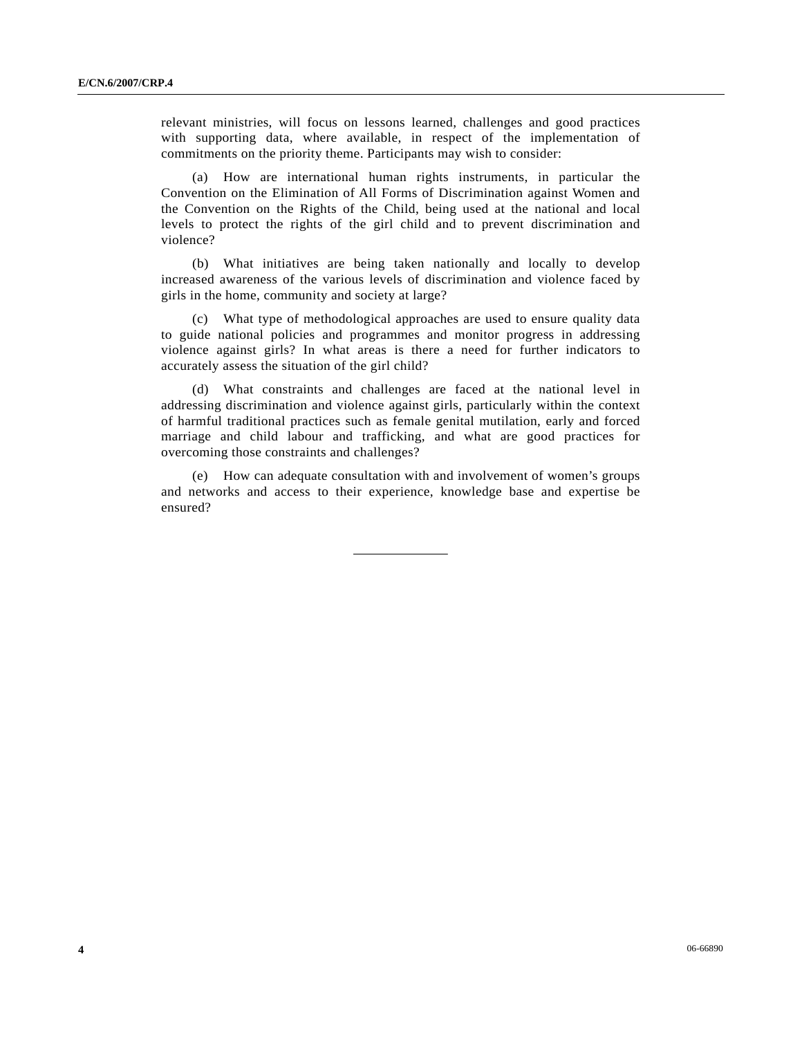relevant ministries, will focus on lessons learned, challenges and good practices with supporting data, where available, in respect of the implementation of commitments on the priority theme. Participants may wish to consider:

(a) How are international human rights instruments, in particular the Convention on the Elimination of All Forms of Discrimination against Women and the Convention on the Rights of the Child, being used at the national and local levels to protect the rights of the girl child and to prevent discrimination and violence?

(b) What initiatives are being taken nationally and locally to develop increased awareness of the various levels of discrimination and violence faced by girls in the home, community and society at large?

(c) What type of methodological approaches are used to ensure quality data to guide national policies and programmes and monitor progress in addressing violence against girls? In what areas is there a need for further indicators to accurately assess the situation of the girl child?

(d) What constraints and challenges are faced at the national level in addressing discrimination and violence against girls, particularly within the context of harmful traditional practices such as female genital mutilation, early and forced marriage and child labour and trafficking, and what are good practices for overcoming those constraints and challenges?

(e) How can adequate consultation with and involvement of women's groups and networks and access to their experience, knowledge base and expertise be ensured?